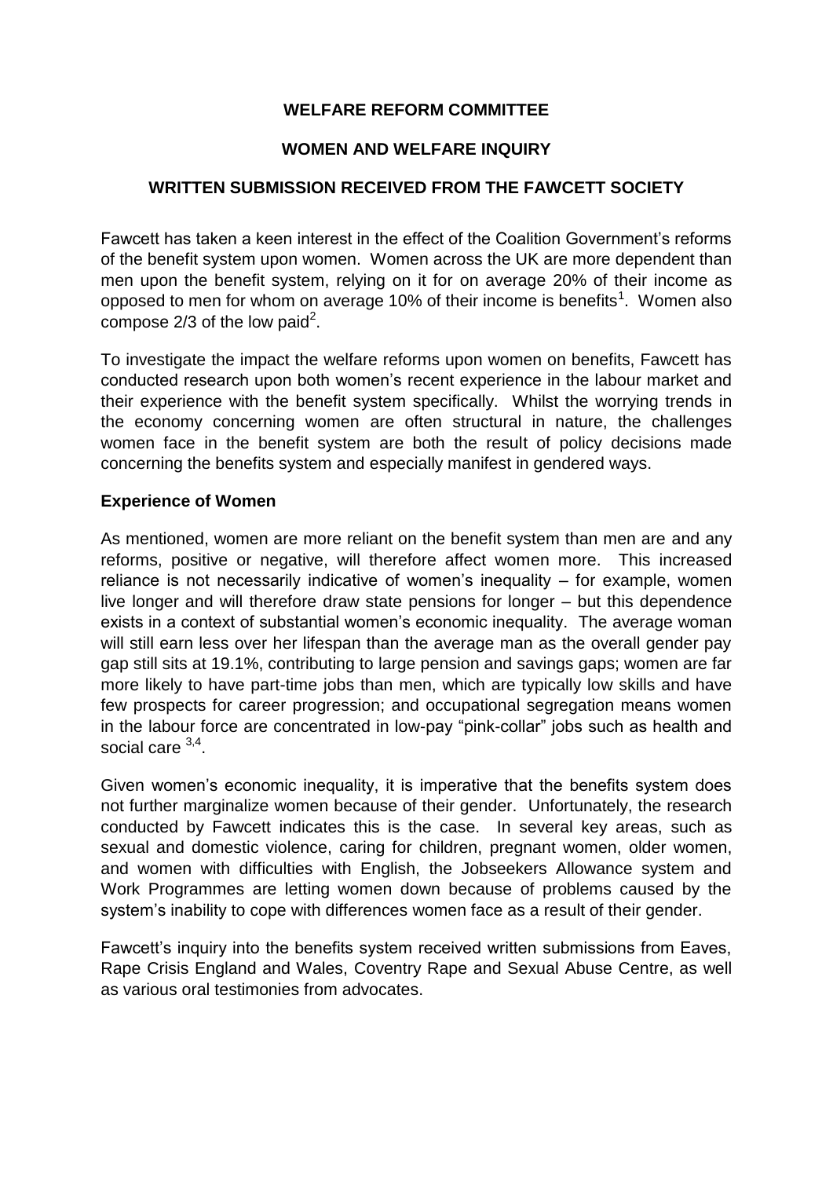**WELFARE REFORM COMMITTEE**

**WOMEN AND WELFARE INQUIRY**

**WRITTEN SUBMISSION RECEIVED FROM THE FAWCETT SOCIETY**

Fawcett has taken a keen interest in the effect of the Coalition Government's reforms of the benefit system upon women. Women across the UK are more dependent than men upon the benefit system, relying on it for on average 20% of their income as opposed to men for whom on average 10% of their income is benefits[1]. Women also compose 2/3 of the low paid[2].

To investigate the impact the welfare reforms upon women on benefits, Fawcett has conducted research upon both women's recent experience in the labour market and their experience with the benefit system specifically. Whilst the worrying trends in the economy concerning women are often structural in nature, the challenges women face in the benefit system are both the result of policy decisions made concerning the benefits system and especially manifest in gendered ways.

**Experience of Women**

As mentioned, women are more reliant on the benefit system than men are and any reforms, positive or negative, will therefore affect women more. This increased reliance is not necessarily indicative of women's inequality – for example, women live longer and will therefore draw state pensions for longer – but this dependence exists in a context of substantial women's economic inequality. The average woman will still earn less over her lifespan than the average man as the overall gender pay gap still sits at 19.1%, contributing to large pension and savings gaps; women are far more likely to have part-time jobs than men, which are typically low skills and have few prospects for career progression; and occupational segregation means women in the labour force are concentrated in low-pay "pink-collar" jobs such as health and social care [3,4].

Given women's economic inequality, it is imperative that the benefits system does not further marginalize women because of their gender. Unfortunately, the research conducted by Fawcett indicates this is the case. In several key areas, such as sexual and domestic violence, caring for children, pregnant women, older women, and women with difficulties with English, the Jobseekers Allowance system and Work Programmes are letting women down because of problems caused by the system's inability to cope with differences women face as a result of their gender.

Fawcett's inquiry into the benefits system received written submissions from Eaves, Rape Crisis England and Wales, Coventry Rape and Sexual Abuse Centre, as well as various oral testimonies from advocates.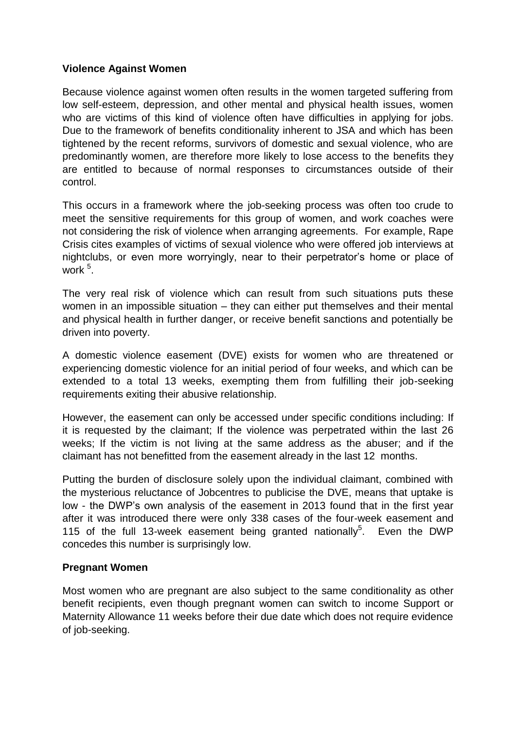**Violence Against Women**

Because violence against women often results in the women targeted suffering from low self-esteem, depression, and other mental and physical health issues, women who are victims of this kind of violence often have difficulties in applying for jobs. Due to the framework of benefits conditionality inherent to JSA and which has been tightened by the recent reforms, survivors of domestic and sexual violence, who are predominantly women, are therefore more likely to lose access to the benefits they are entitled to because of normal responses to circumstances outside of their control.

This occurs in a framework where the job-seeking process was often too crude to meet the sensitive requirements for this group of women, and work coaches were not considering the risk of violence when arranging agreements. For example, Rape Crisis cites examples of victims of sexual violence who were offered job interviews at nightclubs, or even more worryingly, near to their perpetrator's home or place of work [5].

The very real risk of violence which can result from such situations puts these women in an impossible situation – they can either put themselves and their mental and physical health in further danger, or receive benefit sanctions and potentially be driven into poverty.

A domestic violence easement (DVE) exists for women who are threatened or experiencing domestic violence for an initial period of four weeks, and which can be extended to a total 13 weeks, exempting them from fulfilling their job-seeking requirements exiting their abusive relationship.

However, the easement can only be accessed under specific conditions including: If it is requested by the claimant; If the violence was perpetrated within the last 26 weeks; If the victim is not living at the same address as the abuser; and if the claimant has not benefitted from the easement already in the last 12 months.

Putting the burden of disclosure solely upon the individual claimant, combined with the mysterious reluctance of Jobcentres to publicise the DVE, means that uptake is low - the DWP's own analysis of the easement in 2013 found that in the first year after it was introduced there were only 338 cases of the four-week easement and 115 of the full 13-week easement being granted nationally[5]. Even the DWP concedes this number is surprisingly low.

**Pregnant Women**

Most women who are pregnant are also subject to the same conditionality as other benefit recipients, even though pregnant women can switch to income Support or Maternity Allowance 11 weeks before their due date which does not require evidence of job-seeking.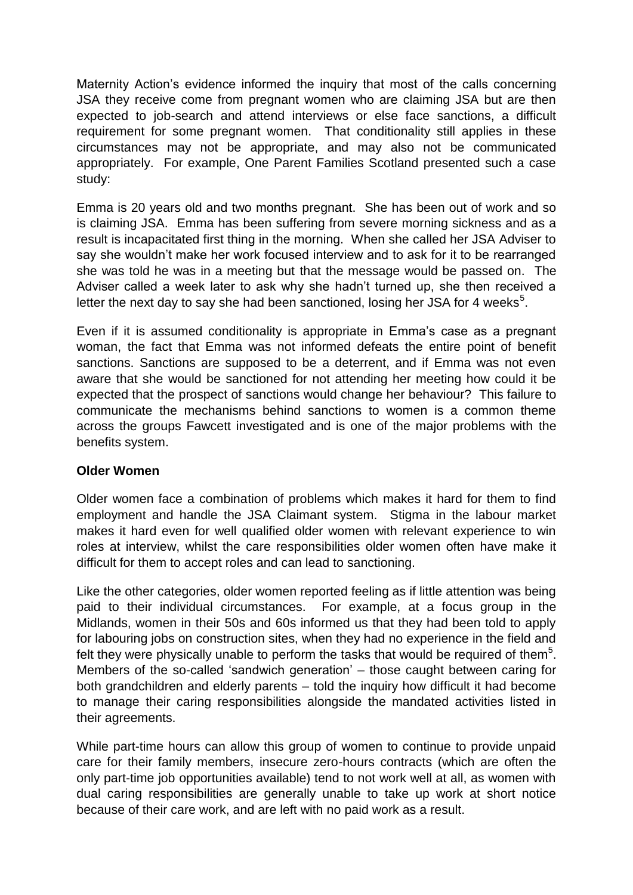Maternity Action's evidence informed the inquiry that most of the calls concerning JSA they receive come from pregnant women who are claiming JSA but are then expected to job-search and attend interviews or else face sanctions, a difficult requirement for some pregnant women. That conditionality still applies in these circumstances may not be appropriate, and may also not be communicated appropriately. For example, One Parent Families Scotland presented such a case study:

Emma is 20 years old and two months pregnant. She has been out of work and so is claiming JSA. Emma has been suffering from severe morning sickness and as a result is incapacitated first thing in the morning. When she called her JSA Adviser to say she wouldn't make her work focused interview and to ask for it to be rearranged she was told he was in a meeting but that the message would be passed on. The Adviser called a week later to ask why she hadn't turned up, she then received a letter the next day to say she had been sanctioned, losing her JSA for 4 weeks[5].

Even if it is assumed conditionality is appropriate in Emma's case as a pregnant woman, the fact that Emma was not informed defeats the entire point of benefit sanctions. Sanctions are supposed to be a deterrent, and if Emma was not even aware that she would be sanctioned for not attending her meeting how could it be expected that the prospect of sanctions would change her behaviour? This failure to communicate the mechanisms behind sanctions to women is a common theme across the groups Fawcett investigated and is one of the major problems with the benefits system.

**Older Women**

Older women face a combination of problems which makes it hard for them to find employment and handle the JSA Claimant system. Stigma in the labour market makes it hard even for well qualified older women with relevant experience to win roles at interview, whilst the care responsibilities older women often have make it difficult for them to accept roles and can lead to sanctioning.

Like the other categories, older women reported feeling as if little attention was being paid to their individual circumstances. For example, at a focus group in the Midlands, women in their 50s and 60s informed us that they had been told to apply for labouring jobs on construction sites, when they had no experience in the field and felt they were physically unable to perform the tasks that would be required of them[5]. Members of the so-called 'sandwich generation' – those caught between caring for both grandchildren and elderly parents – told the inquiry how difficult it had become to manage their caring responsibilities alongside the mandated activities listed in their agreements.

While part-time hours can allow this group of women to continue to provide unpaid care for their family members, insecure zero-hours contracts (which are often the only part-time job opportunities available) tend to not work well at all, as women with dual caring responsibilities are generally unable to take up work at short notice because of their care work, and are left with no paid work as a result.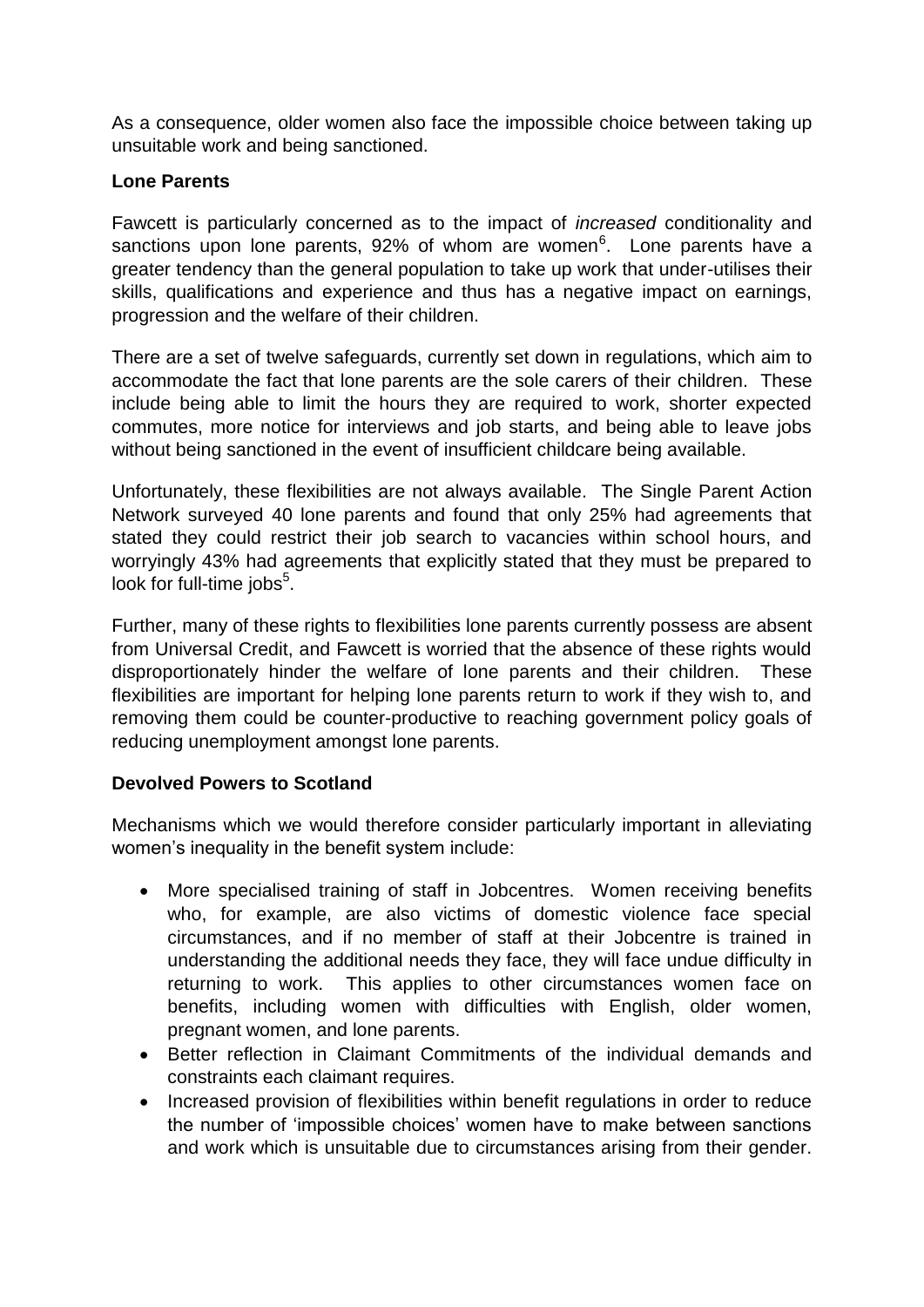As a consequence, older women also face the impossible choice between taking up unsuitable work and being sanctioned.

**Lone Parents**

Fawcett is particularly concerned as to the impact of *increased* conditionality and sanctions upon lone parents, 92% of whom are women[6]. Lone parents have a greater tendency than the general population to take up work that under-utilises their skills, qualifications and experience and thus has a negative impact on earnings, progression and the welfare of their children.

There are a set of twelve safeguards, currently set down in regulations, which aim to accommodate the fact that lone parents are the sole carers of their children. These include being able to limit the hours they are required to work, shorter expected commutes, more notice for interviews and job starts, and being able to leave jobs without being sanctioned in the event of insufficient childcare being available.

Unfortunately, these flexibilities are not always available. The Single Parent Action Network surveyed 40 lone parents and found that only 25% had agreements that stated they could restrict their job search to vacancies within school hours, and worryingly 43% had agreements that explicitly stated that they must be prepared to look for full-time jobs[5].

Further, many of these rights to flexibilities lone parents currently possess are absent from Universal Credit, and Fawcett is worried that the absence of these rights would disproportionately hinder the welfare of lone parents and their children. These flexibilities are important for helping lone parents return to work if they wish to, and removing them could be counter-productive to reaching government policy goals of reducing unemployment amongst lone parents.

**Devolved Powers to Scotland**

Mechanisms which we would therefore consider particularly important in alleviating women's inequality in the benefit system include:

- More specialised training of staff in Jobcentres. Women receiving benefits who, for example, are also victims of domestic violence face special circumstances, and if no member of staff at their Jobcentre is trained in understanding the additional needs they face, they will face undue difficulty in returning to work. This applies to other circumstances women face on benefits, including women with difficulties with English, older women, pregnant women, and lone parents.
- Better reflection in Claimant Commitments of the individual demands and constraints each claimant requires.
- Increased provision of flexibilities within benefit regulations in order to reduce the number of 'impossible choices' women have to make between sanctions and work which is unsuitable due to circumstances arising from their gender.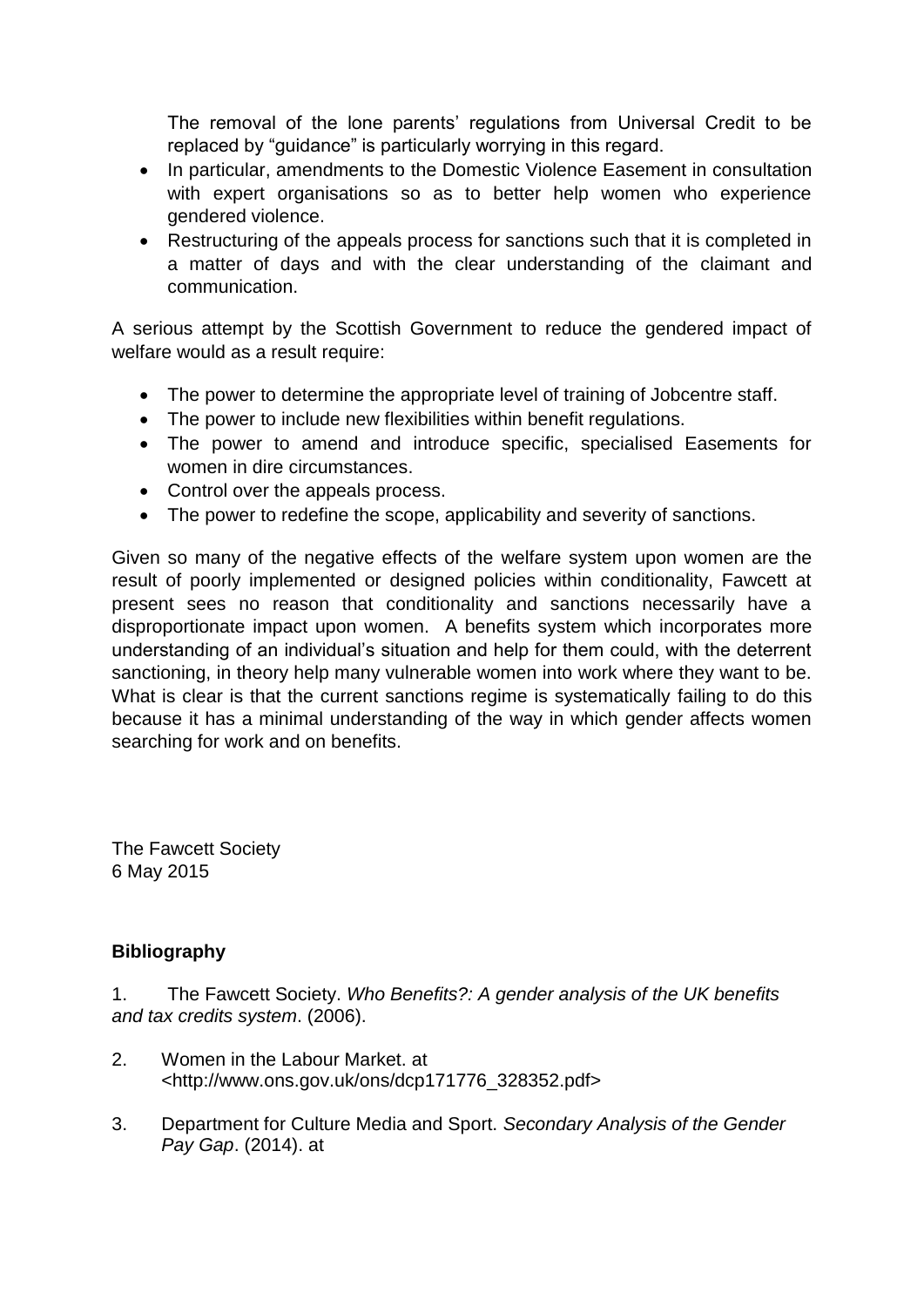The removal of the lone parents' regulations from Universal Credit to be replaced by "guidance" is particularly worrying in this regard.

- In particular, amendments to the Domestic Violence Easement in consultation with expert organisations so as to better help women who experience gendered violence.
- Restructuring of the appeals process for sanctions such that it is completed in a matter of days and with the clear understanding of the claimant and communication.

A serious attempt by the Scottish Government to reduce the gendered impact of welfare would as a result require:

- The power to determine the appropriate level of training of Jobcentre staff.
- The power to include new flexibilities within benefit regulations.
- The power to amend and introduce specific, specialised Easements for women in dire circumstances.
- Control over the appeals process.
- The power to redefine the scope, applicability and severity of sanctions.

Given so many of the negative effects of the welfare system upon women are the result of poorly implemented or designed policies within conditionality, Fawcett at present sees no reason that conditionality and sanctions necessarily have a disproportionate impact upon women. A benefits system which incorporates more understanding of an individual's situation and help for them could, with the deterrent sanctioning, in theory help many vulnerable women into work where they want to be. What is clear is that the current sanctions regime is systematically failing to do this because it has a minimal understanding of the way in which gender affects women searching for work and on benefits.

The Fawcett Society
6 May 2015

**Bibliography**

1. The Fawcett Society. *Who Benefits?: A gender analysis of the UK benefits and tax credits system*. (2006).

2. Women in the Labour Market. at <http://www.ons.gov.uk/ons/dcp171776_328352.pdf>

3. Department for Culture Media and Sport. *Secondary Analysis of the Gender Pay Gap*. (2014). at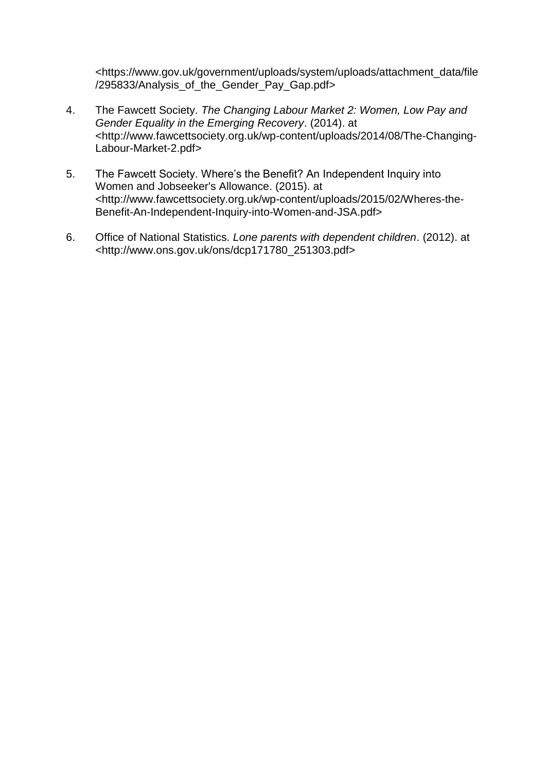<https://www.gov.uk/government/uploads/system/uploads/attachment_data/file/295833/Analysis_of_the_Gender_Pay_Gap.pdf>

4. The Fawcett Society. *The Changing Labour Market 2: Women, Low Pay and Gender Equality in the Emerging Recovery*. (2014). at <http://www.fawcettsociety.org.uk/wp-content/uploads/2014/08/The-Changing-Labour-Market-2.pdf>

5. The Fawcett Society. Where's the Benefit? An Independent Inquiry into Women and Jobseeker's Allowance. (2015). at <http://www.fawcettsociety.org.uk/wp-content/uploads/2015/02/Wheres-the-Benefit-An-Independent-Inquiry-into-Women-and-JSA.pdf>

6. Office of National Statistics. *Lone parents with dependent children*. (2012). at <http://www.ons.gov.uk/ons/dcp171780_251303.pdf>